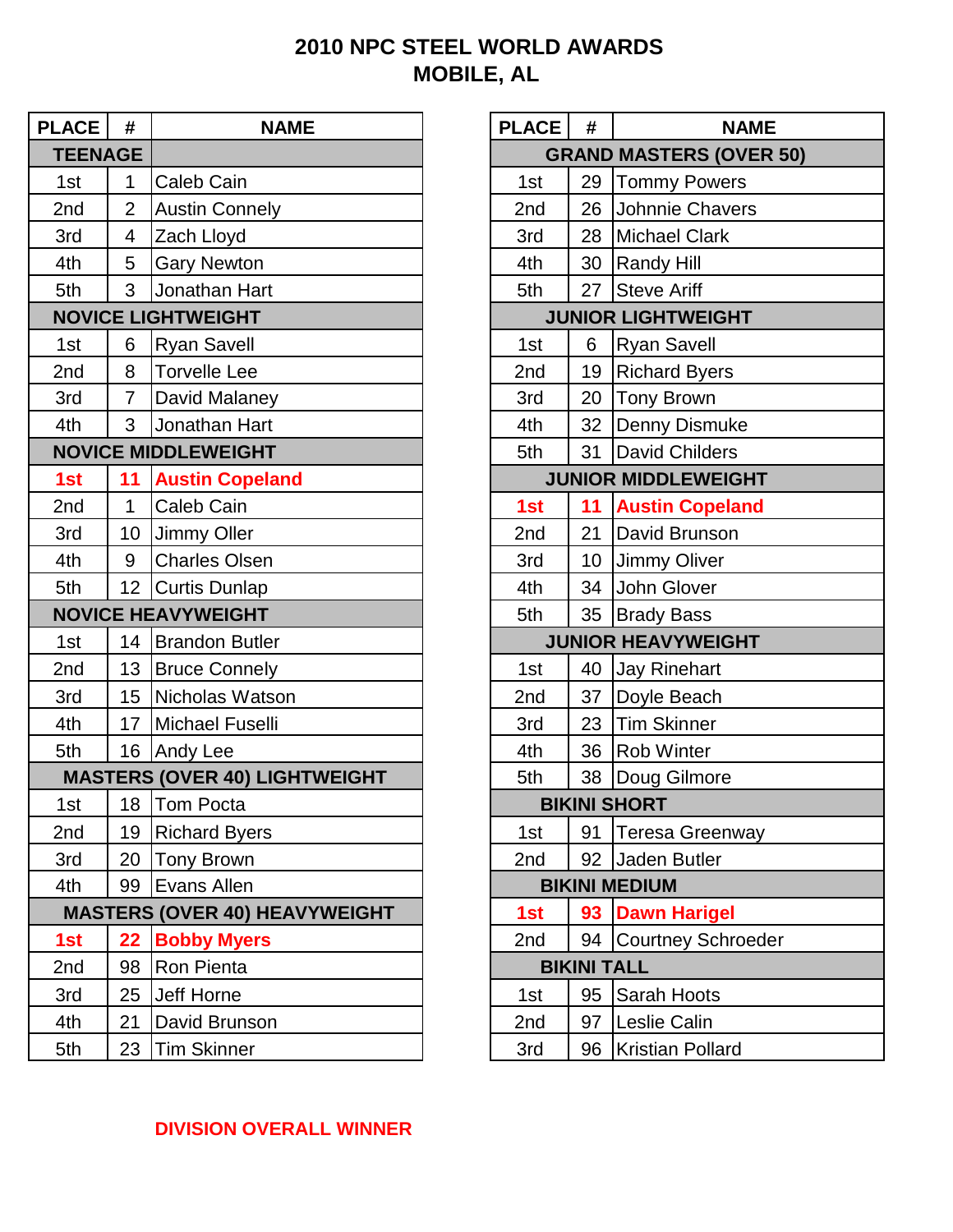# 2010 NPC STEEL WORLD AWARDS
## MOBILE, AL

| PLACE | # | NAME |
|---|---|---|
| **TEENAGE** | | |
| 1st | 1 | Caleb Cain |
| 2nd | 2 | Austin Connely |
| 3rd | 4 | Zach Lloyd |
| 4th | 5 | Gary Newton |
| 5th | 3 | Jonathan Hart |
| **NOVICE LIGHTWEIGHT** | | |
| 1st | 6 | Ryan Savell |
| 2nd | 8 | Torvelle Lee |
| 3rd | 7 | David Malaney |
| 4th | 3 | Jonathan Hart |
| **NOVICE MIDDLEWEIGHT** | | |
| **1st** | **11** | **Austin Copeland** |
| 2nd | 1 | Caleb Cain |
| 3rd | 10 | Jimmy Oller |
| 4th | 9 | Charles Olsen |
| 5th | 12 | Curtis Dunlap |
| **NOVICE HEAVYWEIGHT** | | |
| 1st | 14 | Brandon Butler |
| 2nd | 13 | Bruce Connely |
| 3rd | 15 | Nicholas Watson |
| 4th | 17 | Michael Fuselli |
| 5th | 16 | Andy Lee |
| **MASTERS (OVER 40) LIGHTWEIGHT** | | |
| 1st | 18 | Tom Pocta |
| 2nd | 19 | Richard Byers |
| 3rd | 20 | Tony Brown |
| 4th | 99 | Evans Allen |
| **MASTERS (OVER 40) HEAVYWEIGHT** | | |
| **1st** | **22** | **Bobby Myers** |
| 2nd | 98 | Ron Pienta |
| 3rd | 25 | Jeff Horne |
| 4th | 21 | David Brunson |
| 5th | 23 | Tim Skinner |

| PLACE | # | NAME |
|---|---|---|
| **GRAND MASTERS (OVER 50)** | | |
| 1st | 29 | Tommy Powers |
| 2nd | 26 | Johnnie Chavers |
| 3rd | 28 | Michael Clark |
| 4th | 30 | Randy Hill |
| 5th | 27 | Steve Ariff |
| **JUNIOR LIGHTWEIGHT** | | |
| 1st | 6 | Ryan Savell |
| 2nd | 19 | Richard Byers |
| 3rd | 20 | Tony Brown |
| 4th | 32 | Denny Dismuke |
| 5th | 31 | David Childers |
| **JUNIOR MIDDLEWEIGHT** | | |
| **1st** | **11** | **Austin Copeland** |
| 2nd | 21 | David Brunson |
| 3rd | 10 | Jimmy Oliver |
| 4th | 34 | John Glover |
| 5th | 35 | Brady Bass |
| **JUNIOR HEAVYWEIGHT** | | |
| 1st | 40 | Jay Rinehart |
| 2nd | 37 | Doyle Beach |
| 3rd | 23 | Tim Skinner |
| 4th | 36 | Rob Winter |
| 5th | 38 | Doug Gilmore |
| **BIKINI SHORT** | | |
| 1st | 91 | Teresa Greenway |
| 2nd | 92 | Jaden Butler |
| **BIKINI MEDIUM** | | |
| **1st** | **93** | **Dawn Harigel** |
| 2nd | 94 | Courtney Schroeder |
| **BIKINI TALL** | | |
| 1st | 95 | Sarah Hoots |
| 2nd | 97 | Leslie Calin |
| 3rd | 96 | Kristian Pollard |

**DIVISION OVERALL WINNER**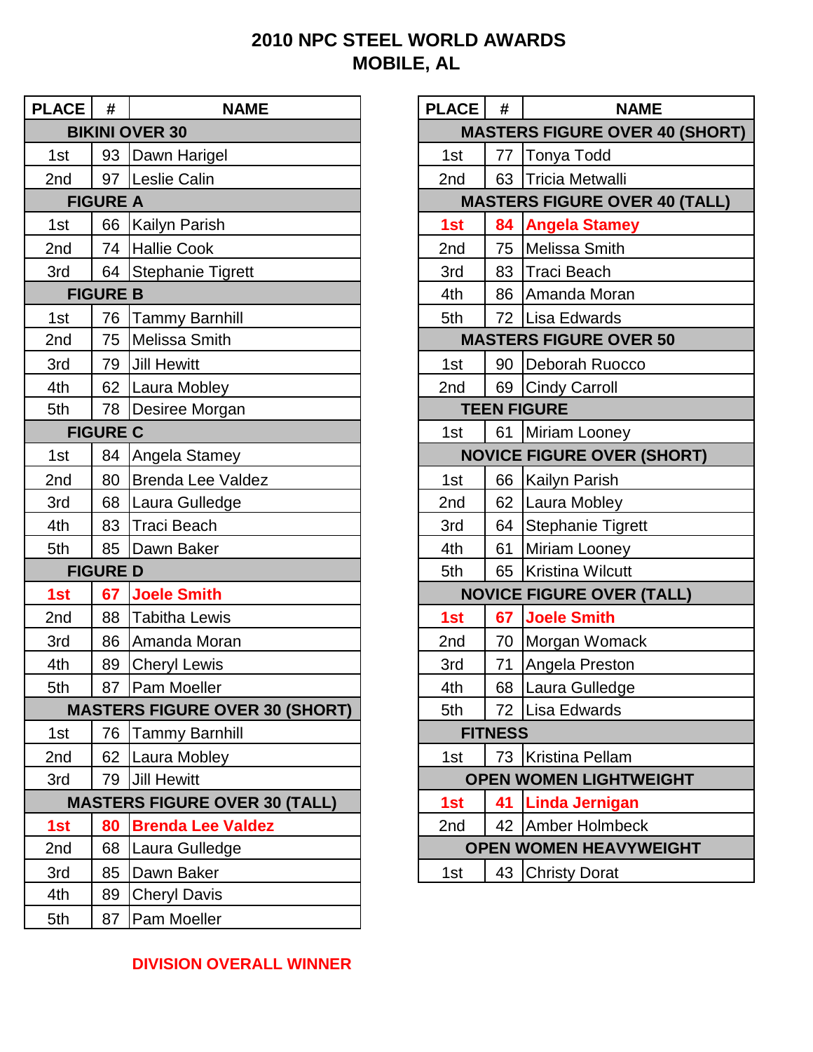# 2010 NPC STEEL WORLD AWARDS
## MOBILE, AL

| PLACE | # | NAME |
|---|---|---|
| **BIKINI OVER 30** | | |
| 1st | 93 | Dawn Harigel |
| 2nd | 97 | Leslie Calin |
| **FIGURE A** | | |
| 1st | 66 | Kailyn Parish |
| 2nd | 74 | Hallie Cook |
| 3rd | 64 | Stephanie Tigrett |
| **FIGURE B** | | |
| 1st | 76 | Tammy Barnhill |
| 2nd | 75 | Melissa Smith |
| 3rd | 79 | Jill Hewitt |
| 4th | 62 | Laura Mobley |
| 5th | 78 | Desiree Morgan |
| **FIGURE C** | | |
| 1st | 84 | Angela Stamey |
| 2nd | 80 | Brenda Lee Valdez |
| 3rd | 68 | Laura Gulledge |
| 4th | 83 | Traci Beach |
| 5th | 85 | Dawn Baker |
| **FIGURE D** | | |
| **1st** | **67** | **Joele Smith** |
| 2nd | 88 | Tabitha Lewis |
| 3rd | 86 | Amanda Moran |
| 4th | 89 | Cheryl Lewis |
| 5th | 87 | Pam Moeller |
| **MASTERS FIGURE OVER 30 (SHORT)** | | |
| 1st | 76 | Tammy Barnhill |
| 2nd | 62 | Laura Mobley |
| 3rd | 79 | Jill Hewitt |
| **MASTERS FIGURE OVER 30 (TALL)** | | |
| **1st** | **80** | **Brenda Lee Valdez** |
| 2nd | 68 | Laura Gulledge |
| 3rd | 85 | Dawn Baker |
| 4th | 89 | Cheryl Davis |
| 5th | 87 | Pam Moeller |

| PLACE | # | NAME |
|---|---|---|
| **MASTERS FIGURE OVER 40 (SHORT)** | | |
| 1st | 77 | Tonya Todd |
| 2nd | 63 | Tricia Metwalli |
| **MASTERS FIGURE OVER 40 (TALL)** | | |
| **1st** | **84** | **Angela Stamey** |
| 2nd | 75 | Melissa Smith |
| 3rd | 83 | Traci Beach |
| 4th | 86 | Amanda Moran |
| 5th | 72 | Lisa Edwards |
| **MASTERS FIGURE OVER 50** | | |
| 1st | 90 | Deborah Ruocco |
| 2nd | 69 | Cindy Carroll |
| **TEEN FIGURE** | | |
| 1st | 61 | Miriam Looney |
| **NOVICE FIGURE OVER (SHORT)** | | |
| 1st | 66 | Kailyn Parish |
| 2nd | 62 | Laura Mobley |
| 3rd | 64 | Stephanie Tigrett |
| 4th | 61 | Miriam Looney |
| 5th | 65 | Kristina Wilcutt |
| **NOVICE FIGURE OVER (TALL)** | | |
| **1st** | **67** | **Joele Smith** |
| 2nd | 70 | Morgan Womack |
| 3rd | 71 | Angela Preston |
| 4th | 68 | Laura Gulledge |
| 5th | 72 | Lisa Edwards |
| **FITNESS** | | |
| 1st | 73 | Kristina Pellam |
| **OPEN WOMEN LIGHTWEIGHT** | | |
| **1st** | **41** | **Linda Jernigan** |
| 2nd | 42 | Amber Holmbeck |
| **OPEN WOMEN HEAVYWEIGHT** | | |
| 1st | 43 | Christy Dorat |

**DIVISION OVERALL WINNER**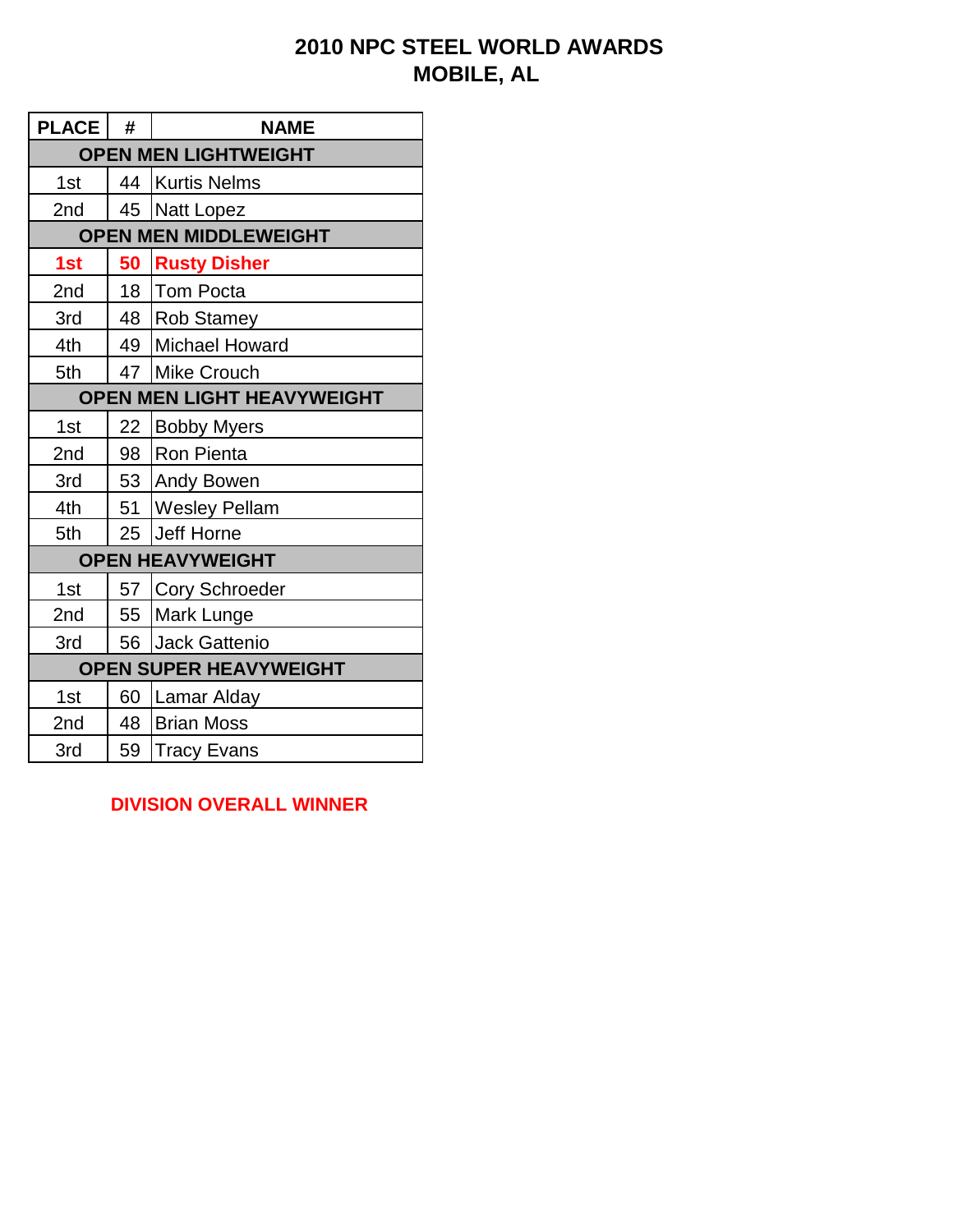# 2010 NPC STEEL WORLD AWARDS
# MOBILE, AL

| PLACE | # | NAME |
|---|---|---|
| **OPEN MEN LIGHTWEIGHT** | | |
| 1st | 44 | Kurtis Nelms |
| 2nd | 45 | Natt Lopez |
| **OPEN MEN MIDDLEWEIGHT** | | |
| **1st** | **50** | **Rusty Disher** |
| 2nd | 18 | Tom Pocta |
| 3rd | 48 | Rob Stamey |
| 4th | 49 | Michael Howard |
| 5th | 47 | Mike Crouch |
| **OPEN MEN LIGHT HEAVYWEIGHT** | | |
| 1st | 22 | Bobby Myers |
| 2nd | 98 | Ron Pienta |
| 3rd | 53 | Andy Bowen |
| 4th | 51 | Wesley Pellam |
| 5th | 25 | Jeff Horne |
| **OPEN HEAVYWEIGHT** | | |
| 1st | 57 | Cory Schroeder |
| 2nd | 55 | Mark Lunge |
| 3rd | 56 | Jack Gattenio |
| **OPEN SUPER HEAVYWEIGHT** | | |
| 1st | 60 | Lamar Alday |
| 2nd | 48 | Brian Moss |
| 3rd | 59 | Tracy Evans |

**DIVISION OVERALL WINNER**